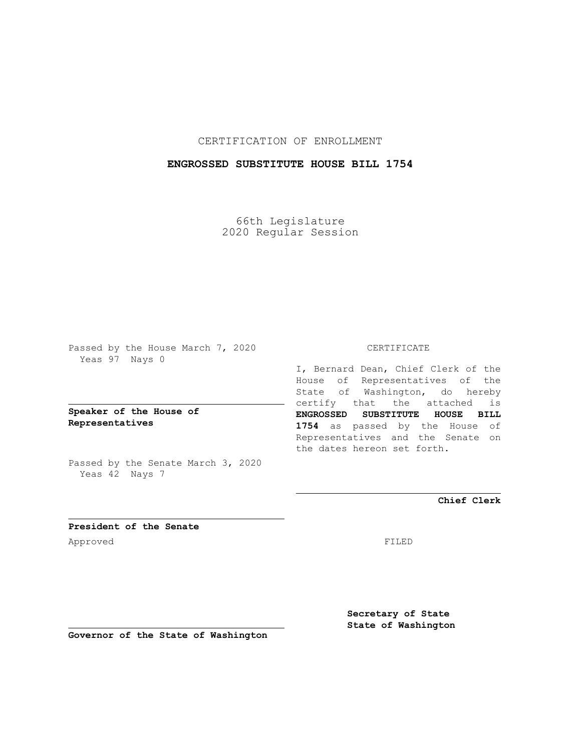CERTIFICATION OF ENROLLMENT

**ENGROSSED SUBSTITUTE HOUSE BILL 1754**

66th Legislature
2020 Regular Session

Passed by the House March 7, 2020
Yeas 97 Nays 0

**Speaker of the House of Representatives**

Passed by the Senate March 3, 2020
Yeas 42 Nays 7

**President of the Senate**

Approved

**Governor of the State of Washington**

CERTIFICATE

I, Bernard Dean, Chief Clerk of the House of Representatives of the State of Washington, do hereby certify that the attached is **ENGROSSED SUBSTITUTE HOUSE BILL 1754** as passed by the House of Representatives and the Senate on the dates hereon set forth.

**Chief Clerk**

FILED

**Secretary of State**
**State of Washington**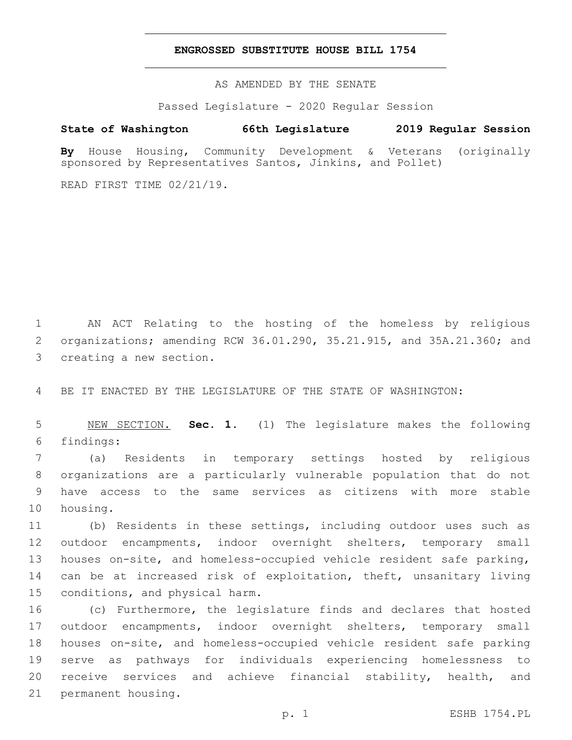# ENGROSSED SUBSTITUTE HOUSE BILL 1754

AS AMENDED BY THE SENATE

Passed Legislature - 2020 Regular Session

**State of Washington 66th Legislature 2019 Regular Session**

**By** House Housing, Community Development & Veterans (originally sponsored by Representatives Santos, Jinkins, and Pollet)

READ FIRST TIME 02/21/19.

AN ACT Relating to the hosting of the homeless by religious organizations; amending RCW 36.01.290, 35.21.915, and 35A.21.360; and creating a new section.

BE IT ENACTED BY THE LEGISLATURE OF THE STATE OF WASHINGTON:

NEW SECTION. **Sec. 1.** (1) The legislature makes the following findings:

(a) Residents in temporary settings hosted by religious organizations are a particularly vulnerable population that do not have access to the same services as citizens with more stable housing.

(b) Residents in these settings, including outdoor uses such as outdoor encampments, indoor overnight shelters, temporary small houses on-site, and homeless-occupied vehicle resident safe parking, can be at increased risk of exploitation, theft, unsanitary living conditions, and physical harm.

(c) Furthermore, the legislature finds and declares that hosted outdoor encampments, indoor overnight shelters, temporary small houses on-site, and homeless-occupied vehicle resident safe parking serve as pathways for individuals experiencing homelessness to receive services and achieve financial stability, health, and permanent housing.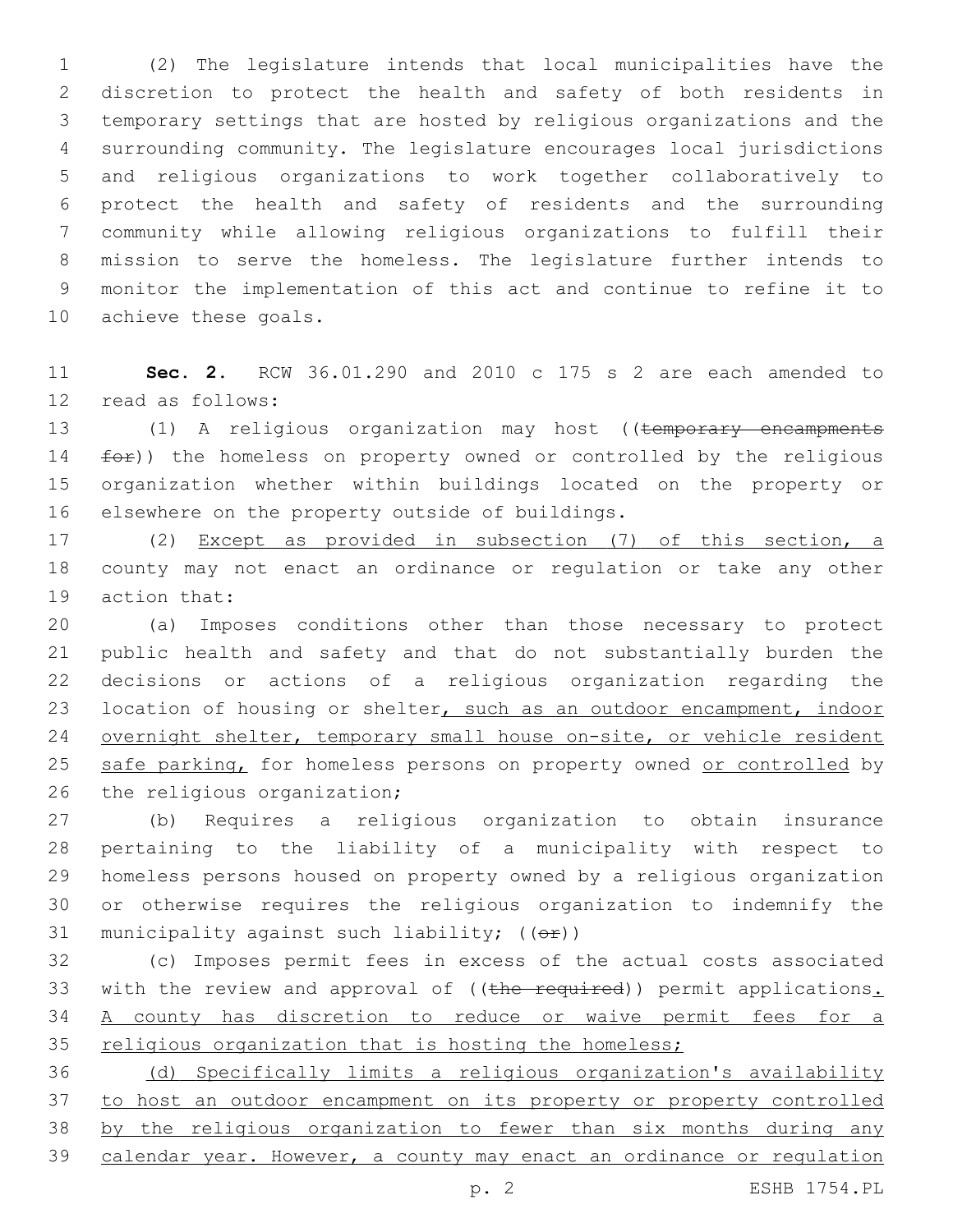(2) The legislature intends that local municipalities have the discretion to protect the health and safety of both residents in temporary settings that are hosted by religious organizations and the surrounding community. The legislature encourages local jurisdictions and religious organizations to work together collaboratively to protect the health and safety of residents and the surrounding community while allowing religious organizations to fulfill their mission to serve the homeless. The legislature further intends to monitor the implementation of this act and continue to refine it to achieve these goals.

**Sec. 2.** RCW 36.01.290 and 2010 c 175 s 2 are each amended to read as follows:

(1) A religious organization may host ((~~temporary encampments for~~)) the homeless on property owned or controlled by the religious organization whether within buildings located on the property or elsewhere on the property outside of buildings.

(2) Except as provided in subsection (7) of this section, a county may not enact an ordinance or regulation or take any other action that:

(a) Imposes conditions other than those necessary to protect public health and safety and that do not substantially burden the decisions or actions of a religious organization regarding the location of housing or shelter, such as an outdoor encampment, indoor overnight shelter, temporary small house on-site, or vehicle resident safe parking, for homeless persons on property owned or controlled by the religious organization;

(b) Requires a religious organization to obtain insurance pertaining to the liability of a municipality with respect to homeless persons housed on property owned by a religious organization or otherwise requires the religious organization to indemnify the municipality against such liability; ((~~or~~))

(c) Imposes permit fees in excess of the actual costs associated with the review and approval of ((~~the required~~)) permit applications. A county has discretion to reduce or waive permit fees for a religious organization that is hosting the homeless;

(d) Specifically limits a religious organization's availability to host an outdoor encampment on its property or property controlled by the religious organization to fewer than six months during any calendar year. However, a county may enact an ordinance or regulation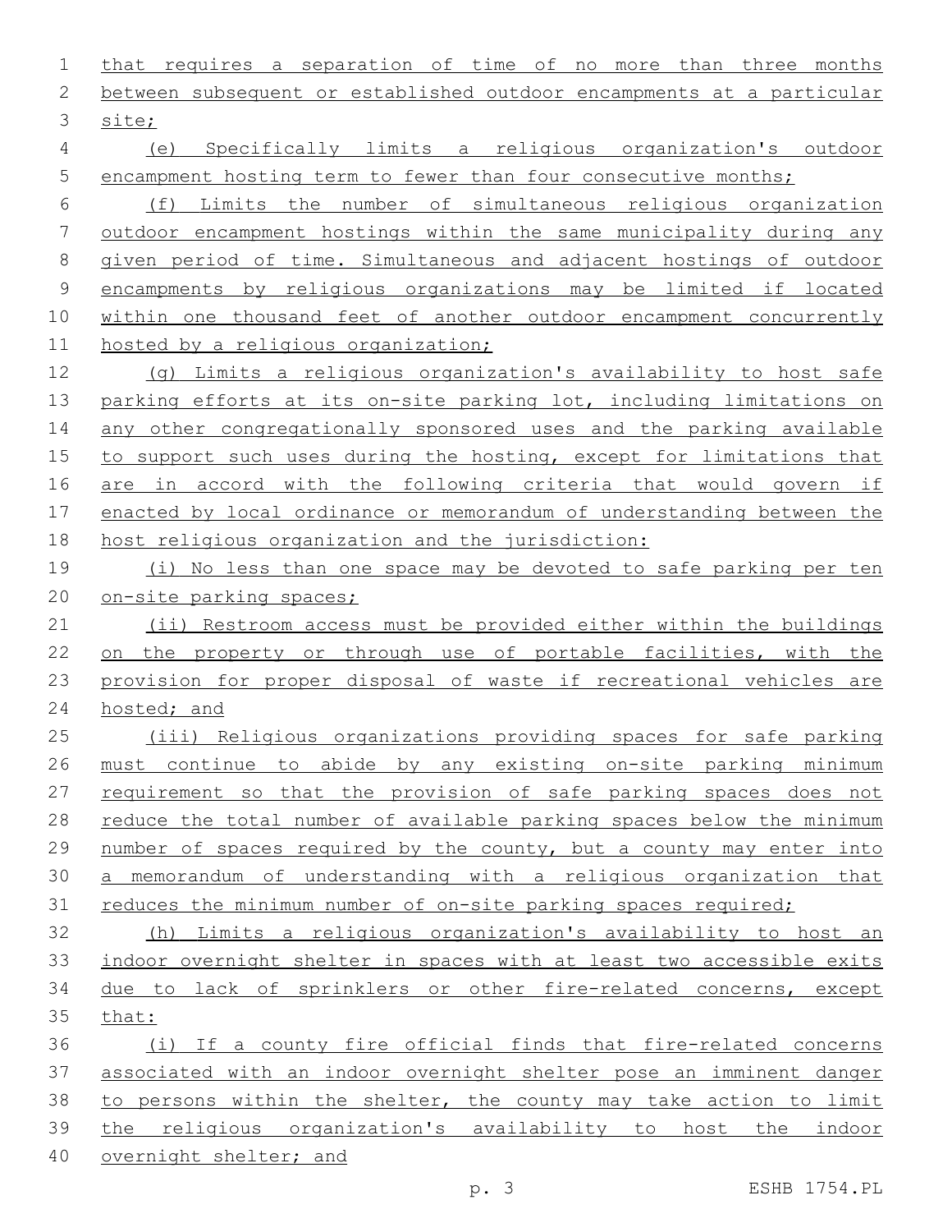that requires a separation of time of no more than three months between subsequent or established outdoor encampments at a particular site;

(e) Specifically limits a religious organization's outdoor encampment hosting term to fewer than four consecutive months;

(f) Limits the number of simultaneous religious organization outdoor encampment hostings within the same municipality during any given period of time. Simultaneous and adjacent hostings of outdoor encampments by religious organizations may be limited if located within one thousand feet of another outdoor encampment concurrently hosted by a religious organization;

(g) Limits a religious organization's availability to host safe parking efforts at its on-site parking lot, including limitations on any other congregationally sponsored uses and the parking available to support such uses during the hosting, except for limitations that are in accord with the following criteria that would govern if enacted by local ordinance or memorandum of understanding between the host religious organization and the jurisdiction:

(i) No less than one space may be devoted to safe parking per ten on-site parking spaces;

(ii) Restroom access must be provided either within the buildings on the property or through use of portable facilities, with the provision for proper disposal of waste if recreational vehicles are hosted; and

(iii) Religious organizations providing spaces for safe parking must continue to abide by any existing on-site parking minimum requirement so that the provision of safe parking spaces does not reduce the total number of available parking spaces below the minimum number of spaces required by the county, but a county may enter into a memorandum of understanding with a religious organization that reduces the minimum number of on-site parking spaces required;

(h) Limits a religious organization's availability to host an indoor overnight shelter in spaces with at least two accessible exits due to lack of sprinklers or other fire-related concerns, except that:

(i) If a county fire official finds that fire-related concerns associated with an indoor overnight shelter pose an imminent danger to persons within the shelter, the county may take action to limit the religious organization's availability to host the indoor overnight shelter; and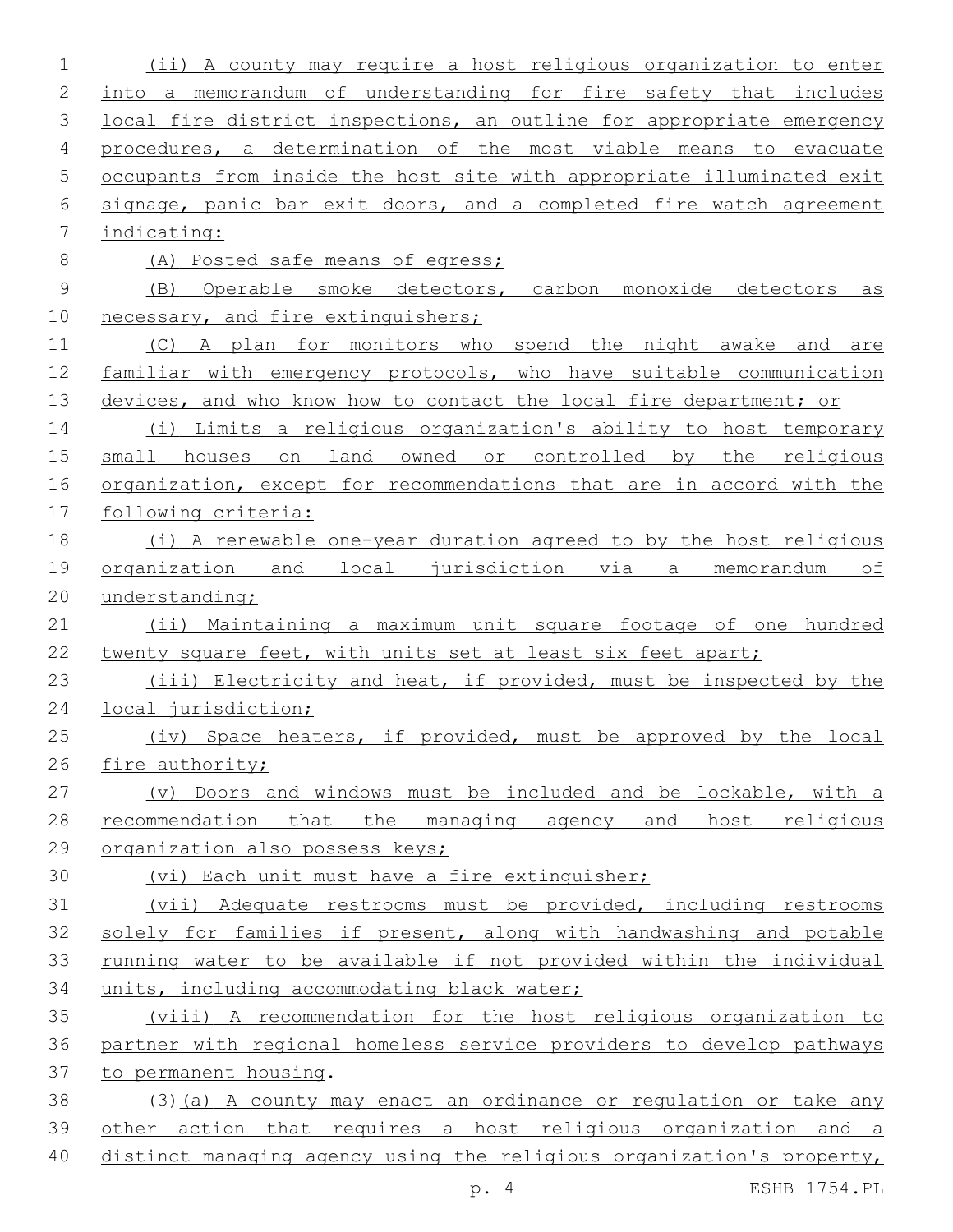(ii) A county may require a host religious organization to enter into a memorandum of understanding for fire safety that includes local fire district inspections, an outline for appropriate emergency procedures, a determination of the most viable means to evacuate occupants from inside the host site with appropriate illuminated exit signage, panic bar exit doors, and a completed fire watch agreement indicating:

(A) Posted safe means of egress;

(B) Operable smoke detectors, carbon monoxide detectors as necessary, and fire extinguishers;

(C) A plan for monitors who spend the night awake and are familiar with emergency protocols, who have suitable communication devices, and who know how to contact the local fire department; or

(i) Limits a religious organization's ability to host temporary small houses on land owned or controlled by the religious organization, except for recommendations that are in accord with the following criteria:

(i) A renewable one-year duration agreed to by the host religious organization and local jurisdiction via a memorandum of understanding;

(ii) Maintaining a maximum unit square footage of one hundred twenty square feet, with units set at least six feet apart;

(iii) Electricity and heat, if provided, must be inspected by the local jurisdiction;

(iv) Space heaters, if provided, must be approved by the local fire authority;

(v) Doors and windows must be included and be lockable, with a recommendation that the managing agency and host religious organization also possess keys;

(vi) Each unit must have a fire extinguisher;

(vii) Adequate restrooms must be provided, including restrooms solely for families if present, along with handwashing and potable running water to be available if not provided within the individual units, including accommodating black water;

(viii) A recommendation for the host religious organization to partner with regional homeless service providers to develop pathways to permanent housing.

(3)(a) A county may enact an ordinance or regulation or take any other action that requires a host religious organization and a distinct managing agency using the religious organization's property,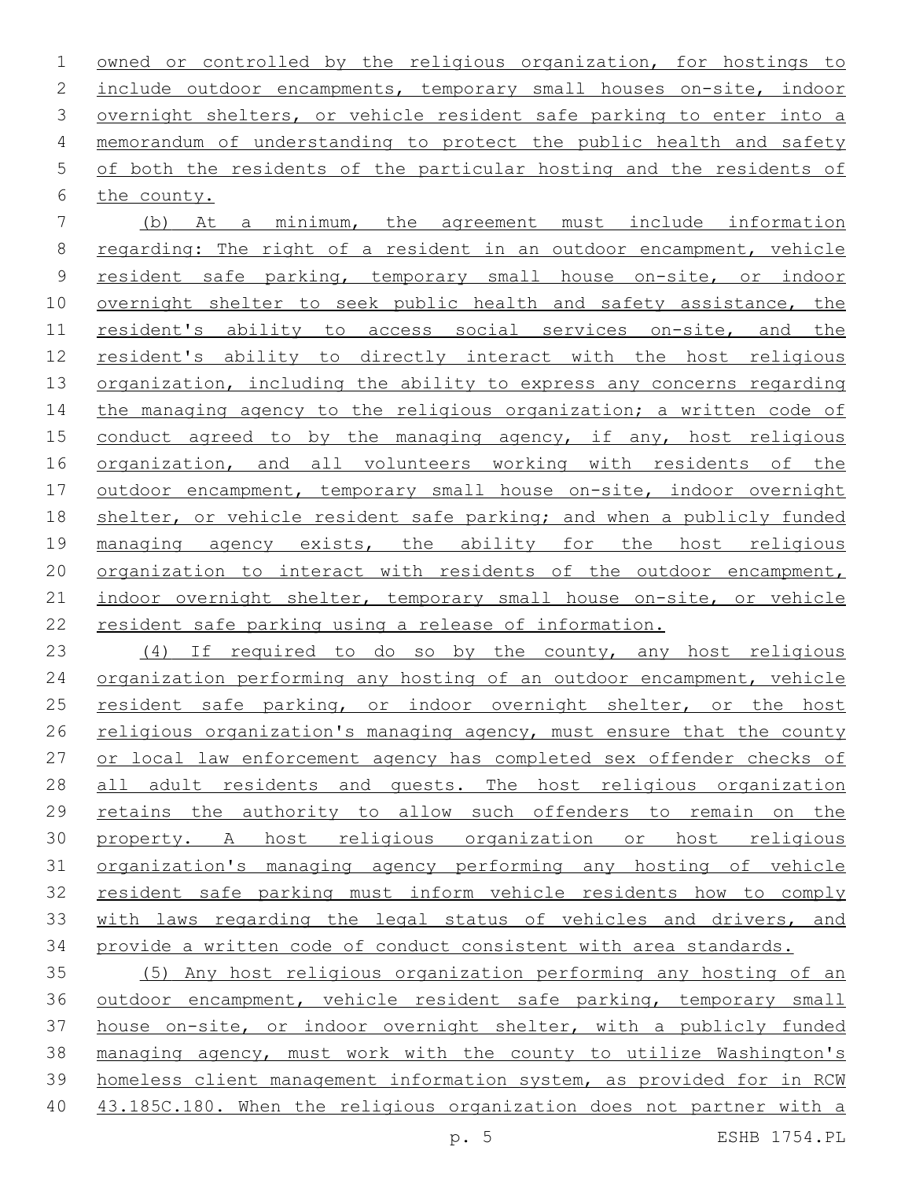owned or controlled by the religious organization, for hostings to include outdoor encampments, temporary small houses on-site, indoor overnight shelters, or vehicle resident safe parking to enter into a memorandum of understanding to protect the public health and safety of both the residents of the particular hosting and the residents of the county.

(b) At a minimum, the agreement must include information regarding: The right of a resident in an outdoor encampment, vehicle resident safe parking, temporary small house on-site, or indoor overnight shelter to seek public health and safety assistance, the resident's ability to access social services on-site, and the resident's ability to directly interact with the host religious organization, including the ability to express any concerns regarding the managing agency to the religious organization; a written code of conduct agreed to by the managing agency, if any, host religious organization, and all volunteers working with residents of the outdoor encampment, temporary small house on-site, indoor overnight shelter, or vehicle resident safe parking; and when a publicly funded managing agency exists, the ability for the host religious organization to interact with residents of the outdoor encampment, indoor overnight shelter, temporary small house on-site, or vehicle resident safe parking using a release of information.

(4) If required to do so by the county, any host religious organization performing any hosting of an outdoor encampment, vehicle resident safe parking, or indoor overnight shelter, or the host religious organization's managing agency, must ensure that the county or local law enforcement agency has completed sex offender checks of all adult residents and guests. The host religious organization retains the authority to allow such offenders to remain on the property. A host religious organization or host religious organization's managing agency performing any hosting of vehicle resident safe parking must inform vehicle residents how to comply with laws regarding the legal status of vehicles and drivers, and provide a written code of conduct consistent with area standards.

(5) Any host religious organization performing any hosting of an outdoor encampment, vehicle resident safe parking, temporary small house on-site, or indoor overnight shelter, with a publicly funded managing agency, must work with the county to utilize Washington's homeless client management information system, as provided for in RCW 43.185C.180. When the religious organization does not partner with a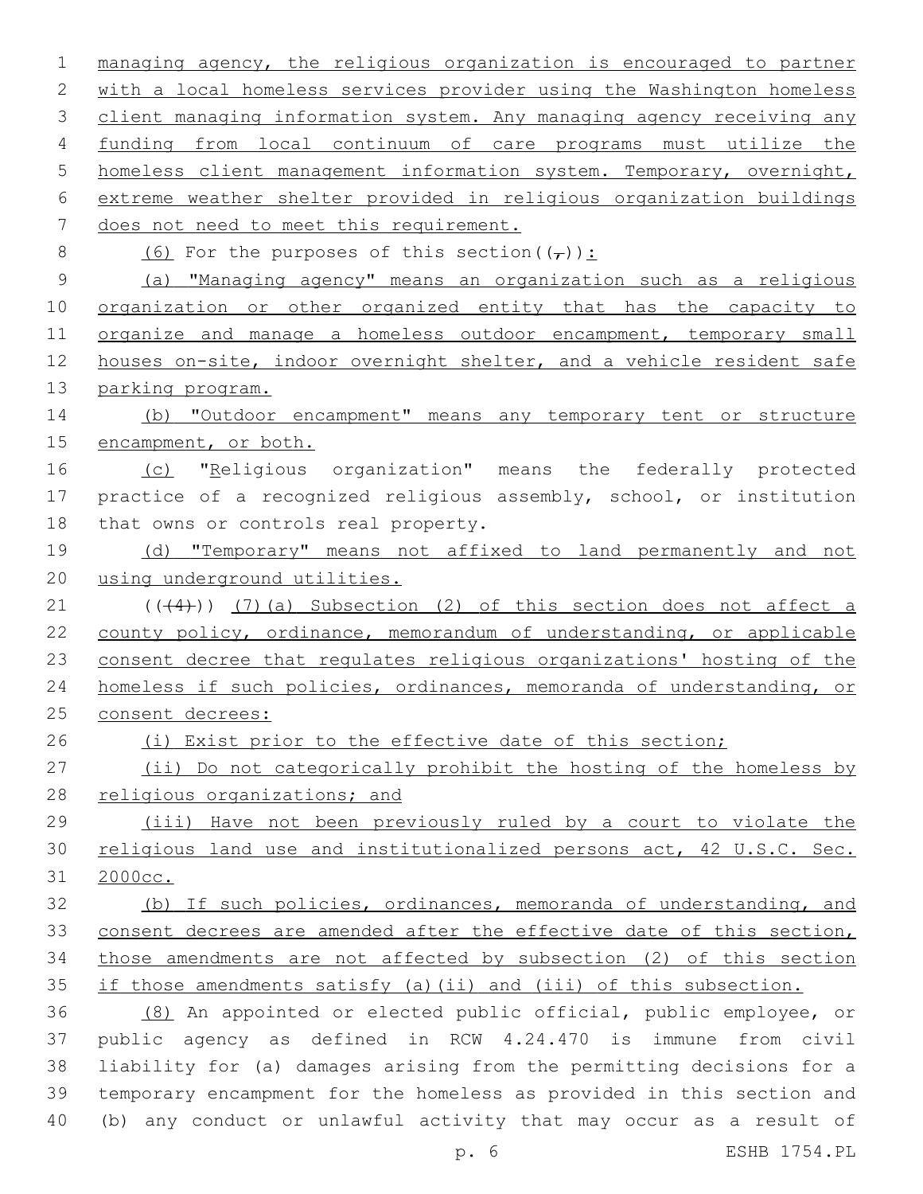managing agency, the religious organization is encouraged to partner with a local homeless services provider using the Washington homeless client managing information system. Any managing agency receiving any funding from local continuum of care programs must utilize the homeless client management information system. Temporary, overnight, extreme weather shelter provided in religious organization buildings does not need to meet this requirement.

(6) For the purposes of this section((,)):

(a) "Managing agency" means an organization such as a religious organization or other organized entity that has the capacity to organize and manage a homeless outdoor encampment, temporary small houses on-site, indoor overnight shelter, and a vehicle resident safe parking program.

(b) "Outdoor encampment" means any temporary tent or structure encampment, or both.

(c) "Religious organization" means the federally protected practice of a recognized religious assembly, school, or institution that owns or controls real property.

(d) "Temporary" means not affixed to land permanently and not using underground utilities.

(((4))) (7)(a) Subsection (2) of this section does not affect a county policy, ordinance, memorandum of understanding, or applicable consent decree that regulates religious organizations' hosting of the homeless if such policies, ordinances, memoranda of understanding, or consent decrees:

(i) Exist prior to the effective date of this section;

(ii) Do not categorically prohibit the hosting of the homeless by religious organizations; and

(iii) Have not been previously ruled by a court to violate the religious land use and institutionalized persons act, 42 U.S.C. Sec. 2000cc.

(b) If such policies, ordinances, memoranda of understanding, and consent decrees are amended after the effective date of this section, those amendments are not affected by subsection (2) of this section if those amendments satisfy (a)(ii) and (iii) of this subsection.

(8) An appointed or elected public official, public employee, or public agency as defined in RCW 4.24.470 is immune from civil liability for (a) damages arising from the permitting decisions for a temporary encampment for the homeless as provided in this section and (b) any conduct or unlawful activity that may occur as a result of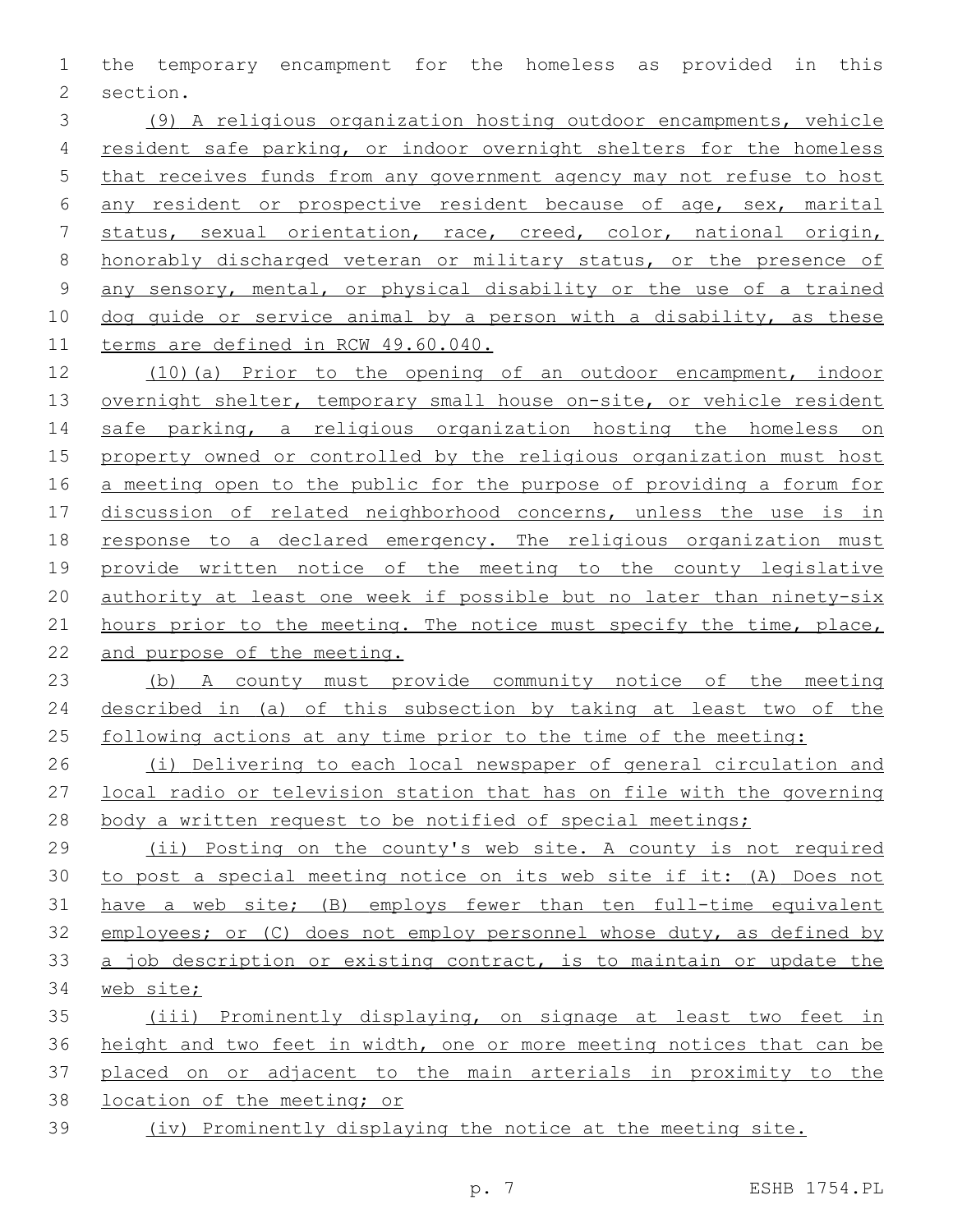the temporary encampment for the homeless as provided in this section.

(9) A religious organization hosting outdoor encampments, vehicle resident safe parking, or indoor overnight shelters for the homeless that receives funds from any government agency may not refuse to host any resident or prospective resident because of age, sex, marital status, sexual orientation, race, creed, color, national origin, honorably discharged veteran or military status, or the presence of any sensory, mental, or physical disability or the use of a trained dog guide or service animal by a person with a disability, as these terms are defined in RCW 49.60.040.

(10)(a) Prior to the opening of an outdoor encampment, indoor overnight shelter, temporary small house on-site, or vehicle resident safe parking, a religious organization hosting the homeless on property owned or controlled by the religious organization must host a meeting open to the public for the purpose of providing a forum for discussion of related neighborhood concerns, unless the use is in response to a declared emergency. The religious organization must provide written notice of the meeting to the county legislative authority at least one week if possible but no later than ninety-six hours prior to the meeting. The notice must specify the time, place, and purpose of the meeting.

(b) A county must provide community notice of the meeting described in (a) of this subsection by taking at least two of the following actions at any time prior to the time of the meeting:

(i) Delivering to each local newspaper of general circulation and local radio or television station that has on file with the governing body a written request to be notified of special meetings;

(ii) Posting on the county's web site. A county is not required to post a special meeting notice on its web site if it: (A) Does not have a web site; (B) employs fewer than ten full-time equivalent employees; or (C) does not employ personnel whose duty, as defined by a job description or existing contract, is to maintain or update the web site;

(iii) Prominently displaying, on signage at least two feet in height and two feet in width, one or more meeting notices that can be placed on or adjacent to the main arterials in proximity to the location of the meeting; or

(iv) Prominently displaying the notice at the meeting site.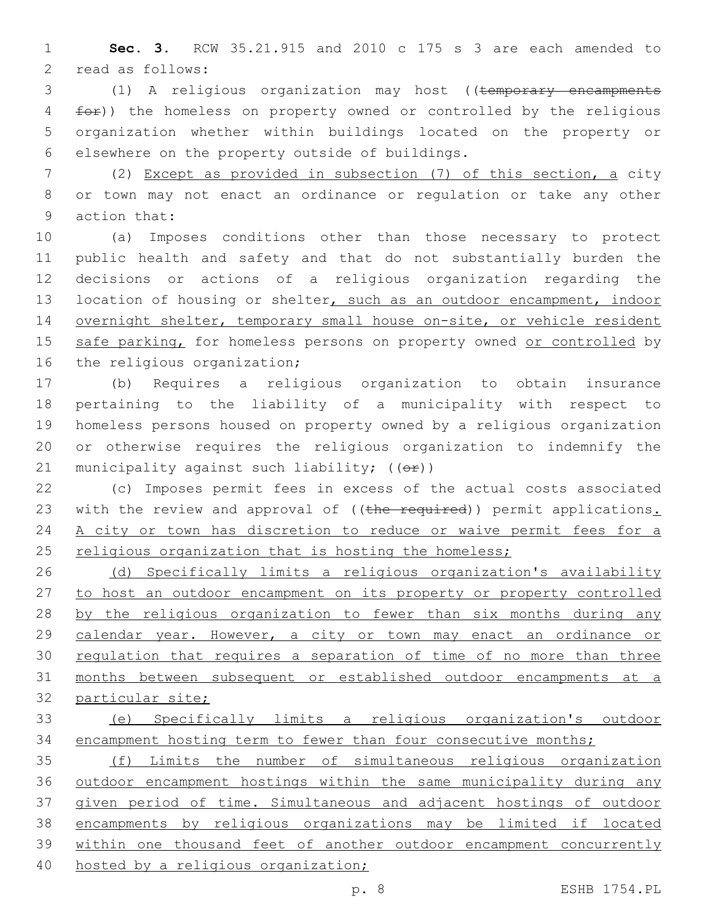**Sec. 3.** RCW 35.21.915 and 2010 c 175 s 3 are each amended to read as follows:

(1) A religious organization may host ((~~temporary encampments for~~)) the homeless on property owned or controlled by the religious organization whether within buildings located on the property or elsewhere on the property outside of buildings.

(2) <u>Except as provided in subsection (7) of this section, a</u> city or town may not enact an ordinance or regulation or take any other action that:

(a) Imposes conditions other than those necessary to protect public health and safety and that do not substantially burden the decisions or actions of a religious organization regarding the location of housing or shelter<u>, such as an outdoor encampment, indoor overnight shelter, temporary small house on-site, or vehicle resident safe parking,</u> for homeless persons on property owned <u>or controlled</u> by the religious organization;

(b) Requires a religious organization to obtain insurance pertaining to the liability of a municipality with respect to homeless persons housed on property owned by a religious organization or otherwise requires the religious organization to indemnify the municipality against such liability; ((~~or~~))

(c) Imposes permit fees in excess of the actual costs associated with the review and approval of ((~~the required~~)) permit applications<u>. A city or town has discretion to reduce or waive permit fees for a religious organization that is hosting the homeless;</u>

<u>(d) Specifically limits a religious organization's availability to host an outdoor encampment on its property or property controlled by the religious organization to fewer than six months during any calendar year. However, a city or town may enact an ordinance or regulation that requires a separation of time of no more than three months between subsequent or established outdoor encampments at a particular site;</u>

<u>(e) Specifically limits a religious organization's outdoor encampment hosting term to fewer than four consecutive months;</u>

<u>(f) Limits the number of simultaneous religious organization outdoor encampment hostings within the same municipality during any given period of time. Simultaneous and adjacent hostings of outdoor encampments by religious organizations may be limited if located within one thousand feet of another outdoor encampment concurrently hosted by a religious organization;</u>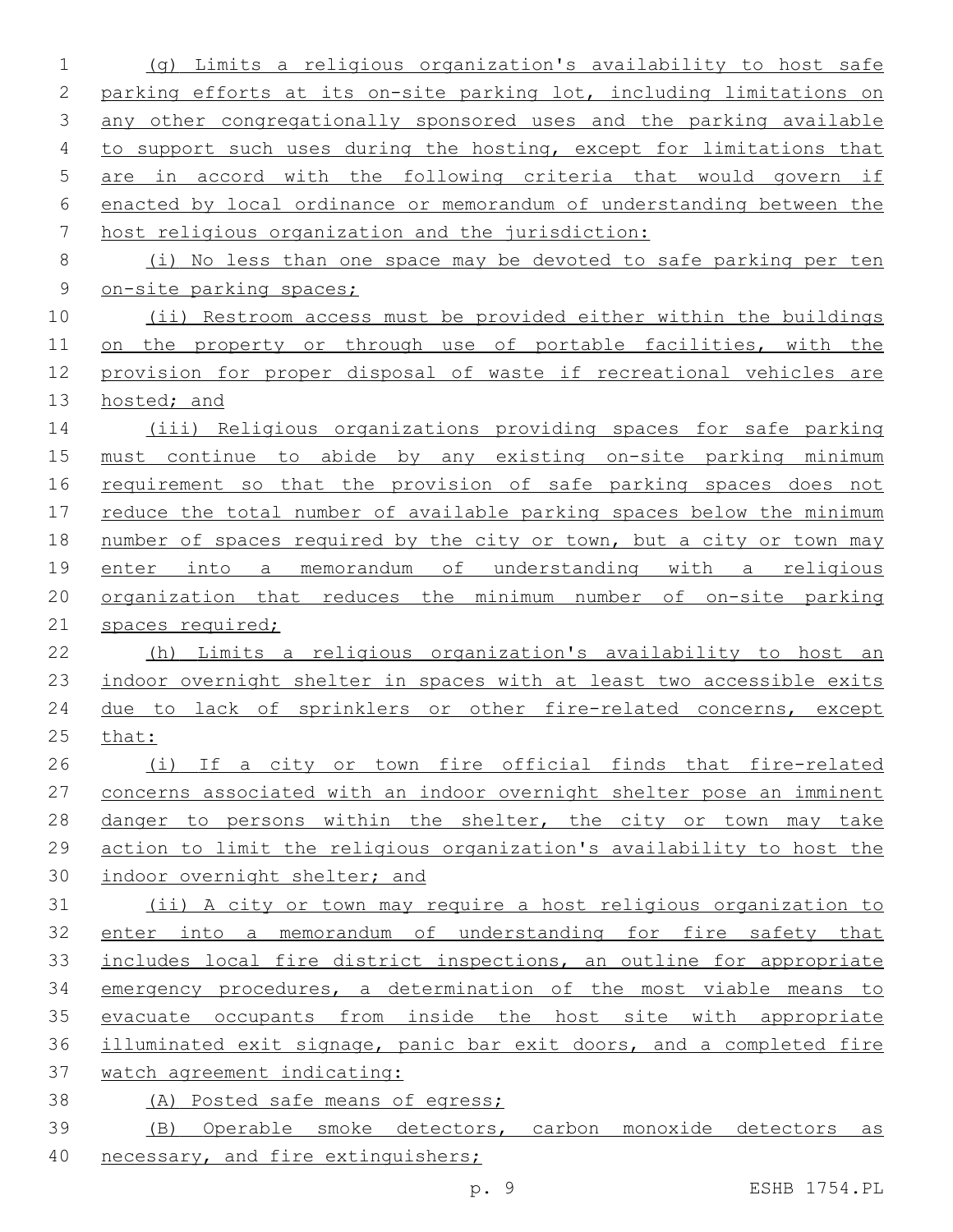(g) Limits a religious organization's availability to host safe parking efforts at its on-site parking lot, including limitations on any other congregationally sponsored uses and the parking available to support such uses during the hosting, except for limitations that are in accord with the following criteria that would govern if enacted by local ordinance or memorandum of understanding between the host religious organization and the jurisdiction:

(i) No less than one space may be devoted to safe parking per ten on-site parking spaces;

(ii) Restroom access must be provided either within the buildings on the property or through use of portable facilities, with the provision for proper disposal of waste if recreational vehicles are hosted; and

(iii) Religious organizations providing spaces for safe parking must continue to abide by any existing on-site parking minimum requirement so that the provision of safe parking spaces does not reduce the total number of available parking spaces below the minimum number of spaces required by the city or town, but a city or town may enter into a memorandum of understanding with a religious organization that reduces the minimum number of on-site parking spaces required;

(h) Limits a religious organization's availability to host an indoor overnight shelter in spaces with at least two accessible exits due to lack of sprinklers or other fire-related concerns, except that:

(i) If a city or town fire official finds that fire-related concerns associated with an indoor overnight shelter pose an imminent danger to persons within the shelter, the city or town may take action to limit the religious organization's availability to host the indoor overnight shelter; and

(ii) A city or town may require a host religious organization to enter into a memorandum of understanding for fire safety that includes local fire district inspections, an outline for appropriate emergency procedures, a determination of the most viable means to evacuate occupants from inside the host site with appropriate illuminated exit signage, panic bar exit doors, and a completed fire watch agreement indicating:

(A) Posted safe means of egress;

(B) Operable smoke detectors, carbon monoxide detectors as necessary, and fire extinguishers;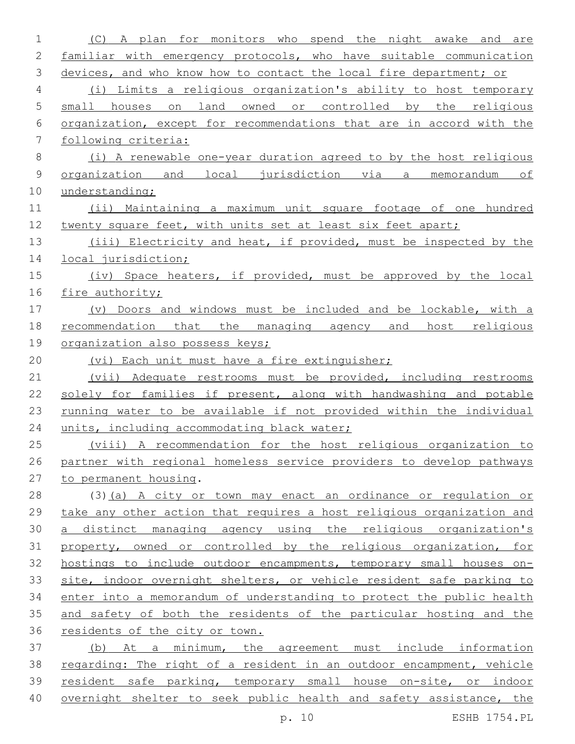(C) A plan for monitors who spend the night awake and are familiar with emergency protocols, who have suitable communication devices, and who know how to contact the local fire department; or

(i) Limits a religious organization's ability to host temporary small houses on land owned or controlled by the religious organization, except for recommendations that are in accord with the following criteria:

(i) A renewable one-year duration agreed to by the host religious organization and local jurisdiction via a memorandum of understanding;

(ii) Maintaining a maximum unit square footage of one hundred twenty square feet, with units set at least six feet apart;

(iii) Electricity and heat, if provided, must be inspected by the local jurisdiction;

(iv) Space heaters, if provided, must be approved by the local fire authority;

(v) Doors and windows must be included and be lockable, with a recommendation that the managing agency and host religious organization also possess keys;

(vi) Each unit must have a fire extinguisher;

(vii) Adequate restrooms must be provided, including restrooms solely for families if present, along with handwashing and potable running water to be available if not provided within the individual units, including accommodating black water;

(viii) A recommendation for the host religious organization to partner with regional homeless service providers to develop pathways to permanent housing.

(3)(a) A city or town may enact an ordinance or regulation or take any other action that requires a host religious organization and a distinct managing agency using the religious organization's property, owned or controlled by the religious organization, for hostings to include outdoor encampments, temporary small houses on-site, indoor overnight shelters, or vehicle resident safe parking to enter into a memorandum of understanding to protect the public health and safety of both the residents of the particular hosting and the residents of the city or town.

(b) At a minimum, the agreement must include information regarding: The right of a resident in an outdoor encampment, vehicle resident safe parking, temporary small house on-site, or indoor overnight shelter to seek public health and safety assistance, the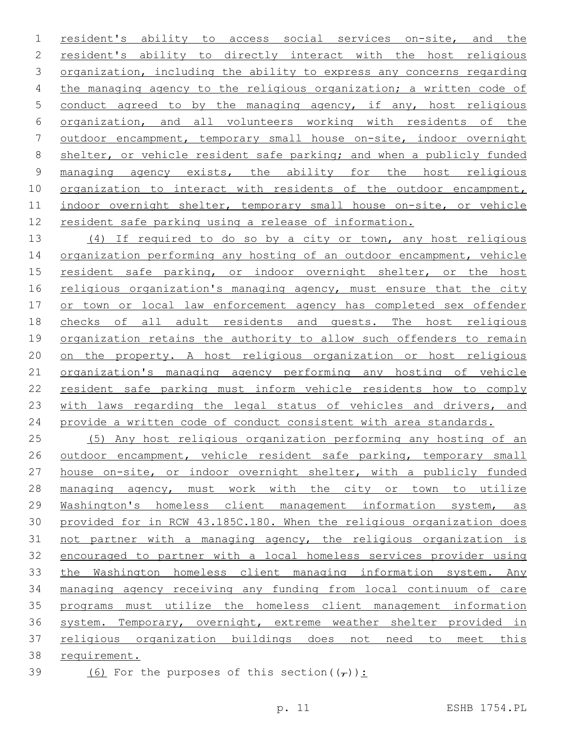resident's ability to access social services on-site, and the resident's ability to directly interact with the host religious organization, including the ability to express any concerns regarding the managing agency to the religious organization; a written code of conduct agreed to by the managing agency, if any, host religious organization, and all volunteers working with residents of the outdoor encampment, temporary small house on-site, indoor overnight shelter, or vehicle resident safe parking; and when a publicly funded managing agency exists, the ability for the host religious organization to interact with residents of the outdoor encampment, indoor overnight shelter, temporary small house on-site, or vehicle resident safe parking using a release of information.

(4) If required to do so by a city or town, any host religious organization performing any hosting of an outdoor encampment, vehicle resident safe parking, or indoor overnight shelter, or the host religious organization's managing agency, must ensure that the city or town or local law enforcement agency has completed sex offender checks of all adult residents and guests. The host religious organization retains the authority to allow such offenders to remain on the property. A host religious organization or host religious organization's managing agency performing any hosting of vehicle resident safe parking must inform vehicle residents how to comply with laws regarding the legal status of vehicles and drivers, and provide a written code of conduct consistent with area standards.

(5) Any host religious organization performing any hosting of an outdoor encampment, vehicle resident safe parking, temporary small house on-site, or indoor overnight shelter, with a publicly funded managing agency, must work with the city or town to utilize Washington's homeless client management information system, as provided for in RCW 43.185C.180. When the religious organization does not partner with a managing agency, the religious organization is encouraged to partner with a local homeless services provider using the Washington homeless client managing information system. Any managing agency receiving any funding from local continuum of care programs must utilize the homeless client management information system. Temporary, overnight, extreme weather shelter provided in religious organization buildings does not need to meet this requirement.

(6) For the purposes of this section((,)):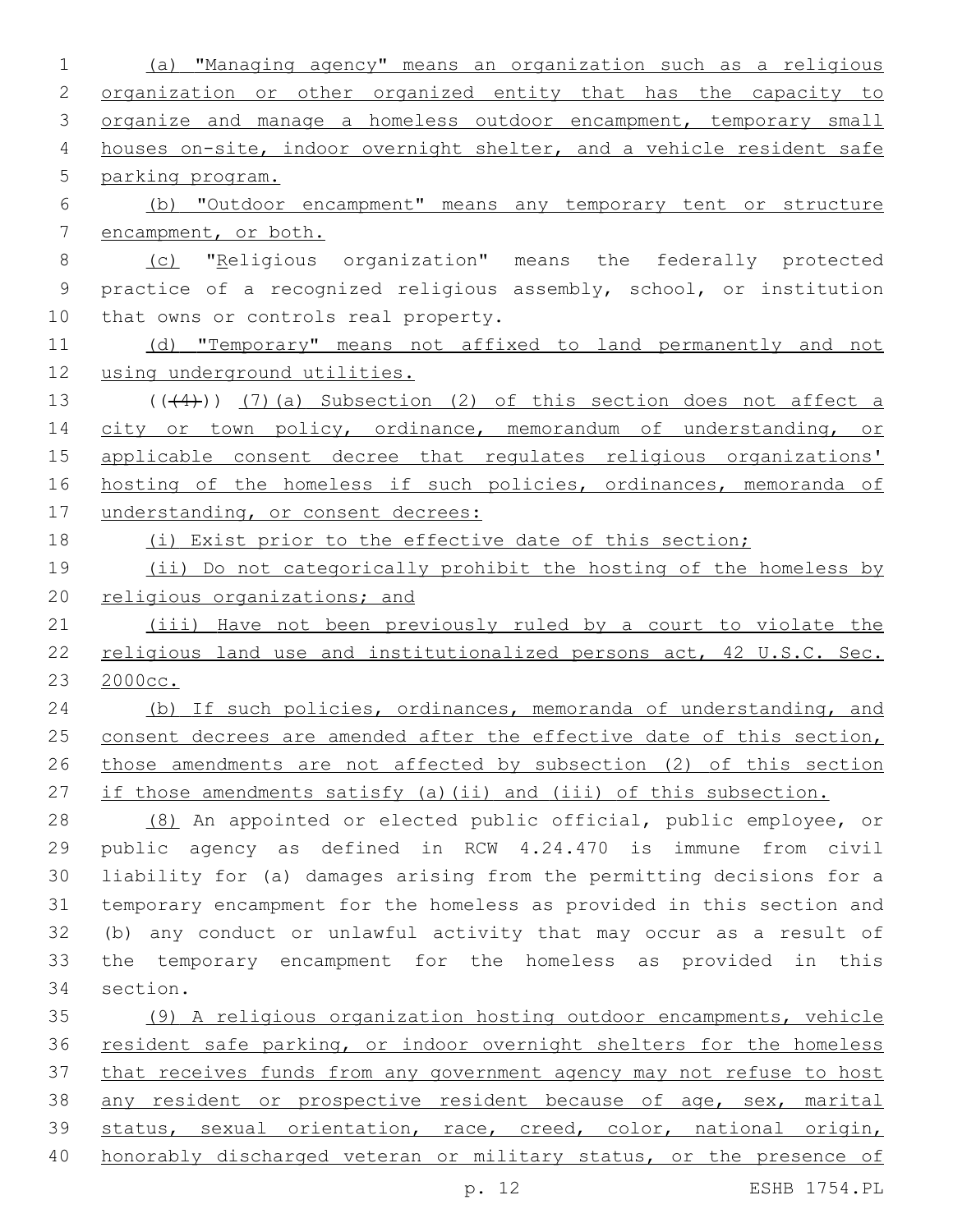(a) "Managing agency" means an organization such as a religious organization or other organized entity that has the capacity to organize and manage a homeless outdoor encampment, temporary small houses on-site, indoor overnight shelter, and a vehicle resident safe parking program.

(b) "Outdoor encampment" means any temporary tent or structure encampment, or both.

(c) "Religious organization" means the federally protected practice of a recognized religious assembly, school, or institution that owns or controls real property.

(d) "Temporary" means not affixed to land permanently and not using underground utilities.

((~~(4)~~)) (7)(a) Subsection (2) of this section does not affect a city or town policy, ordinance, memorandum of understanding, or applicable consent decree that regulates religious organizations' hosting of the homeless if such policies, ordinances, memoranda of understanding, or consent decrees:

(i) Exist prior to the effective date of this section;

(ii) Do not categorically prohibit the hosting of the homeless by religious organizations; and

(iii) Have not been previously ruled by a court to violate the religious land use and institutionalized persons act, 42 U.S.C. Sec. 2000cc.

(b) If such policies, ordinances, memoranda of understanding, and consent decrees are amended after the effective date of this section, those amendments are not affected by subsection (2) of this section if those amendments satisfy (a)(ii) and (iii) of this subsection.

(8) An appointed or elected public official, public employee, or public agency as defined in RCW 4.24.470 is immune from civil liability for (a) damages arising from the permitting decisions for a temporary encampment for the homeless as provided in this section and (b) any conduct or unlawful activity that may occur as a result of the temporary encampment for the homeless as provided in this section.

(9) A religious organization hosting outdoor encampments, vehicle resident safe parking, or indoor overnight shelters for the homeless that receives funds from any government agency may not refuse to host any resident or prospective resident because of age, sex, marital status, sexual orientation, race, creed, color, national origin, honorably discharged veteran or military status, or the presence of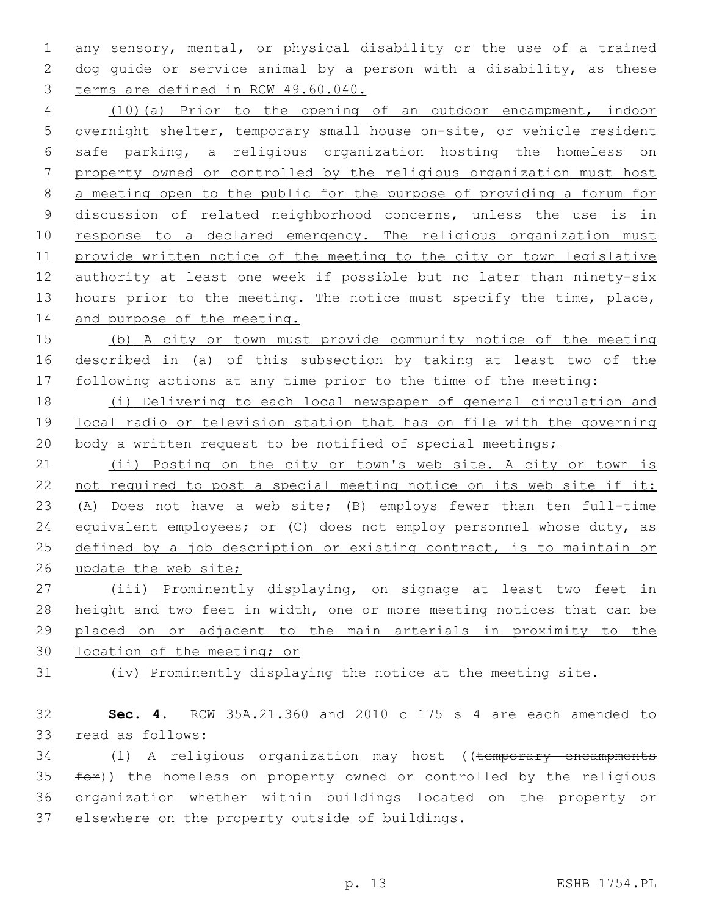any sensory, mental, or physical disability or the use of a trained dog guide or service animal by a person with a disability, as these terms are defined in RCW 49.60.040.

(10)(a) Prior to the opening of an outdoor encampment, indoor overnight shelter, temporary small house on-site, or vehicle resident safe parking, a religious organization hosting the homeless on property owned or controlled by the religious organization must host a meeting open to the public for the purpose of providing a forum for discussion of related neighborhood concerns, unless the use is in response to a declared emergency. The religious organization must provide written notice of the meeting to the city or town legislative authority at least one week if possible but no later than ninety-six hours prior to the meeting. The notice must specify the time, place, and purpose of the meeting.

(b) A city or town must provide community notice of the meeting described in (a) of this subsection by taking at least two of the following actions at any time prior to the time of the meeting:

(i) Delivering to each local newspaper of general circulation and local radio or television station that has on file with the governing body a written request to be notified of special meetings;

(ii) Posting on the city or town's web site. A city or town is not required to post a special meeting notice on its web site if it: (A) Does not have a web site; (B) employs fewer than ten full-time equivalent employees; or (C) does not employ personnel whose duty, as defined by a job description or existing contract, is to maintain or update the web site;

(iii) Prominently displaying, on signage at least two feet in height and two feet in width, one or more meeting notices that can be placed on or adjacent to the main arterials in proximity to the location of the meeting; or

(iv) Prominently displaying the notice at the meeting site.

**Sec. 4.** RCW 35A.21.360 and 2010 c 175 s 4 are each amended to read as follows:

(1) A religious organization may host ((~~temporary encampments for~~)) the homeless on property owned or controlled by the religious organization whether within buildings located on the property or elsewhere on the property outside of buildings.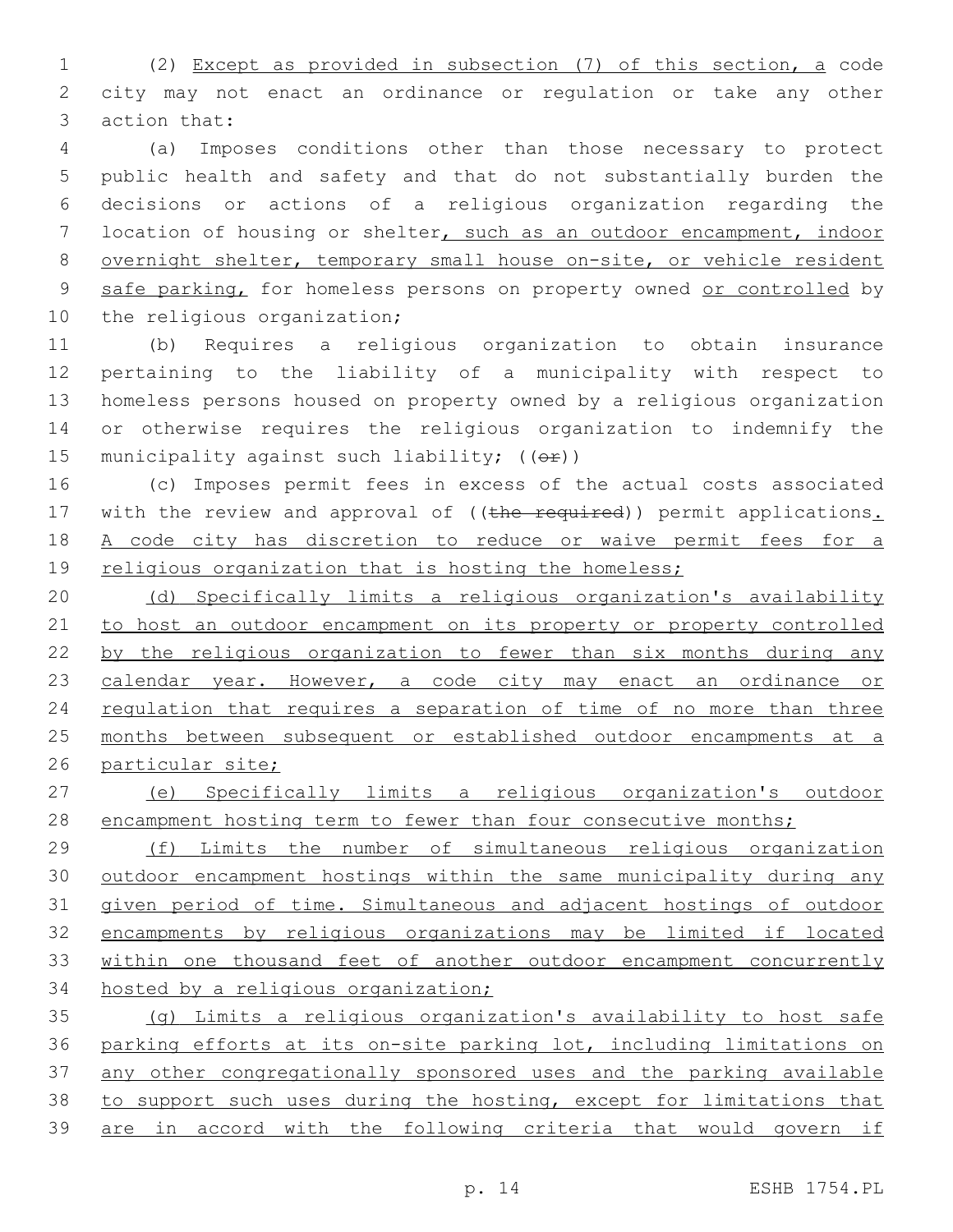(2) Except as provided in subsection (7) of this section, a code city may not enact an ordinance or regulation or take any other action that:

(a) Imposes conditions other than those necessary to protect public health and safety and that do not substantially burden the decisions or actions of a religious organization regarding the location of housing or shelter, such as an outdoor encampment, indoor overnight shelter, temporary small house on-site, or vehicle resident safe parking, for homeless persons on property owned or controlled by the religious organization;

(b) Requires a religious organization to obtain insurance pertaining to the liability of a municipality with respect to homeless persons housed on property owned by a religious organization or otherwise requires the religious organization to indemnify the municipality against such liability; ((or))

(c) Imposes permit fees in excess of the actual costs associated with the review and approval of ((the required)) permit applications. A code city has discretion to reduce or waive permit fees for a religious organization that is hosting the homeless;

(d) Specifically limits a religious organization's availability to host an outdoor encampment on its property or property controlled by the religious organization to fewer than six months during any calendar year. However, a code city may enact an ordinance or regulation that requires a separation of time of no more than three months between subsequent or established outdoor encampments at a particular site;

(e) Specifically limits a religious organization's outdoor encampment hosting term to fewer than four consecutive months;

(f) Limits the number of simultaneous religious organization outdoor encampment hostings within the same municipality during any given period of time. Simultaneous and adjacent hostings of outdoor encampments by religious organizations may be limited if located within one thousand feet of another outdoor encampment concurrently hosted by a religious organization;

(g) Limits a religious organization's availability to host safe parking efforts at its on-site parking lot, including limitations on any other congregationally sponsored uses and the parking available to support such uses during the hosting, except for limitations that are in accord with the following criteria that would govern if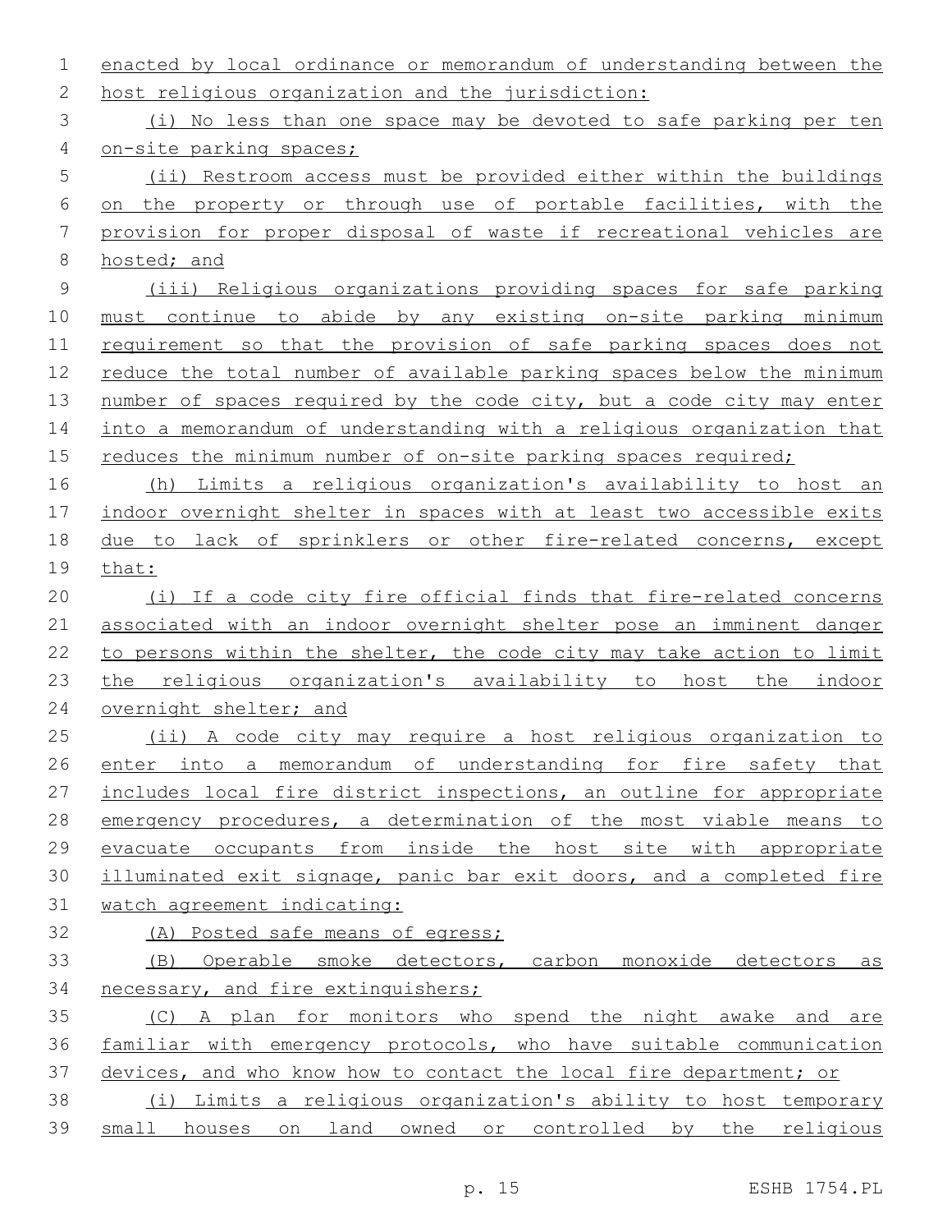enacted by local ordinance or memorandum of understanding between the host religious organization and the jurisdiction:

(i) No less than one space may be devoted to safe parking per ten on-site parking spaces;

(ii) Restroom access must be provided either within the buildings on the property or through use of portable facilities, with the provision for proper disposal of waste if recreational vehicles are hosted; and

(iii) Religious organizations providing spaces for safe parking must continue to abide by any existing on-site parking minimum requirement so that the provision of safe parking spaces does not reduce the total number of available parking spaces below the minimum number of spaces required by the code city, but a code city may enter into a memorandum of understanding with a religious organization that reduces the minimum number of on-site parking spaces required;

(h) Limits a religious organization's availability to host an indoor overnight shelter in spaces with at least two accessible exits due to lack of sprinklers or other fire-related concerns, except that:

(i) If a code city fire official finds that fire-related concerns associated with an indoor overnight shelter pose an imminent danger to persons within the shelter, the code city may take action to limit the religious organization's availability to host the indoor overnight shelter; and

(ii) A code city may require a host religious organization to enter into a memorandum of understanding for fire safety that includes local fire district inspections, an outline for appropriate emergency procedures, a determination of the most viable means to evacuate occupants from inside the host site with appropriate illuminated exit signage, panic bar exit doors, and a completed fire watch agreement indicating:

(A) Posted safe means of egress;

(B) Operable smoke detectors, carbon monoxide detectors as necessary, and fire extinguishers;

(C) A plan for monitors who spend the night awake and are familiar with emergency protocols, who have suitable communication devices, and who know how to contact the local fire department; or

(i) Limits a religious organization's ability to host temporary small houses on land owned or controlled by the religious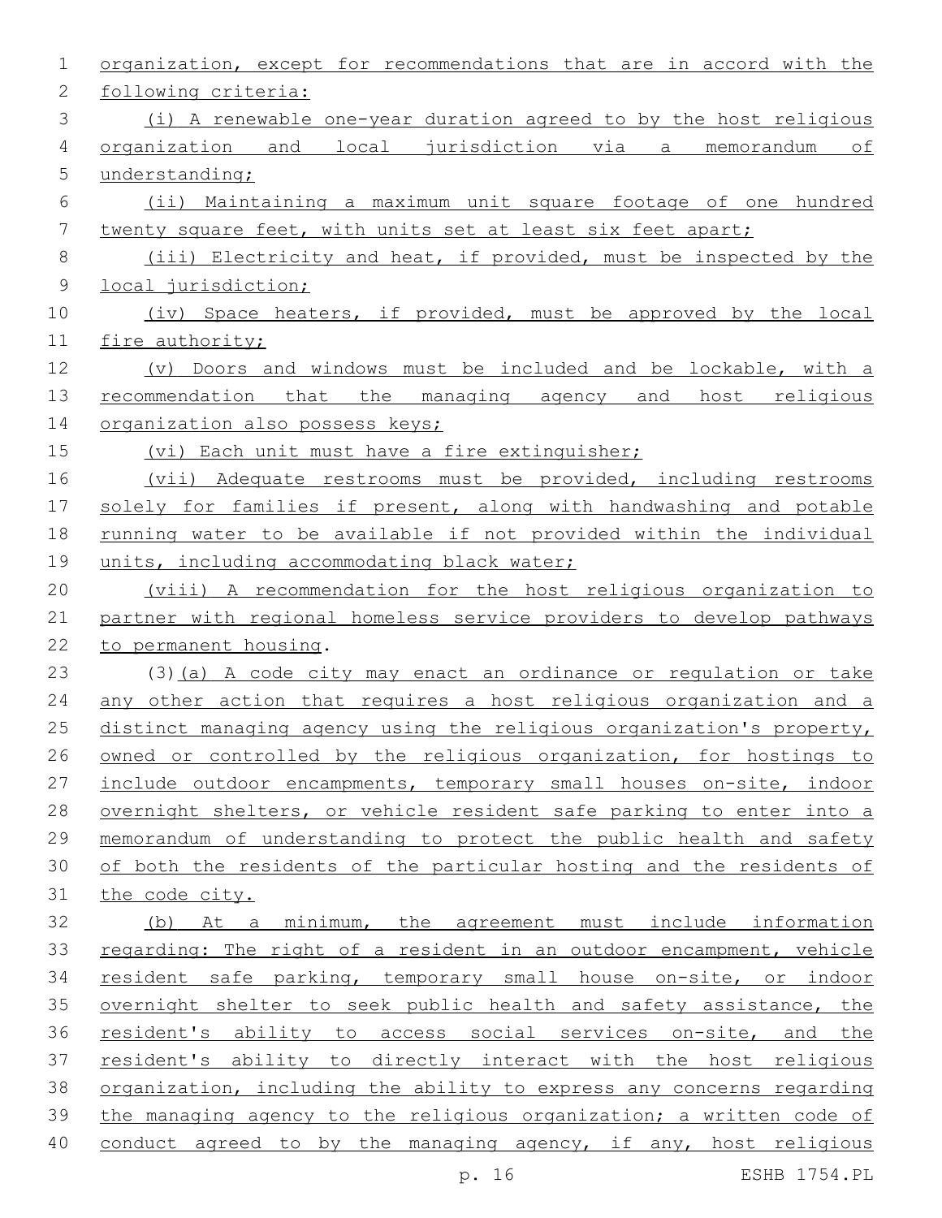organization, except for recommendations that are in accord with the following criteria:

(i) A renewable one-year duration agreed to by the host religious organization and local jurisdiction via a memorandum of understanding;

(ii) Maintaining a maximum unit square footage of one hundred twenty square feet, with units set at least six feet apart;

(iii) Electricity and heat, if provided, must be inspected by the local jurisdiction;

(iv) Space heaters, if provided, must be approved by the local fire authority;

(v) Doors and windows must be included and be lockable, with a recommendation that the managing agency and host religious organization also possess keys;

(vi) Each unit must have a fire extinguisher;

(vii) Adequate restrooms must be provided, including restrooms solely for families if present, along with handwashing and potable running water to be available if not provided within the individual units, including accommodating black water;

(viii) A recommendation for the host religious organization to partner with regional homeless service providers to develop pathways to permanent housing.

(3)(a) A code city may enact an ordinance or regulation or take any other action that requires a host religious organization and a distinct managing agency using the religious organization's property, owned or controlled by the religious organization, for hostings to include outdoor encampments, temporary small houses on-site, indoor overnight shelters, or vehicle resident safe parking to enter into a memorandum of understanding to protect the public health and safety of both the residents of the particular hosting and the residents of the code city.

(b) At a minimum, the agreement must include information regarding: The right of a resident in an outdoor encampment, vehicle resident safe parking, temporary small house on-site, or indoor overnight shelter to seek public health and safety assistance, the resident's ability to access social services on-site, and the resident's ability to directly interact with the host religious organization, including the ability to express any concerns regarding the managing agency to the religious organization; a written code of conduct agreed to by the managing agency, if any, host religious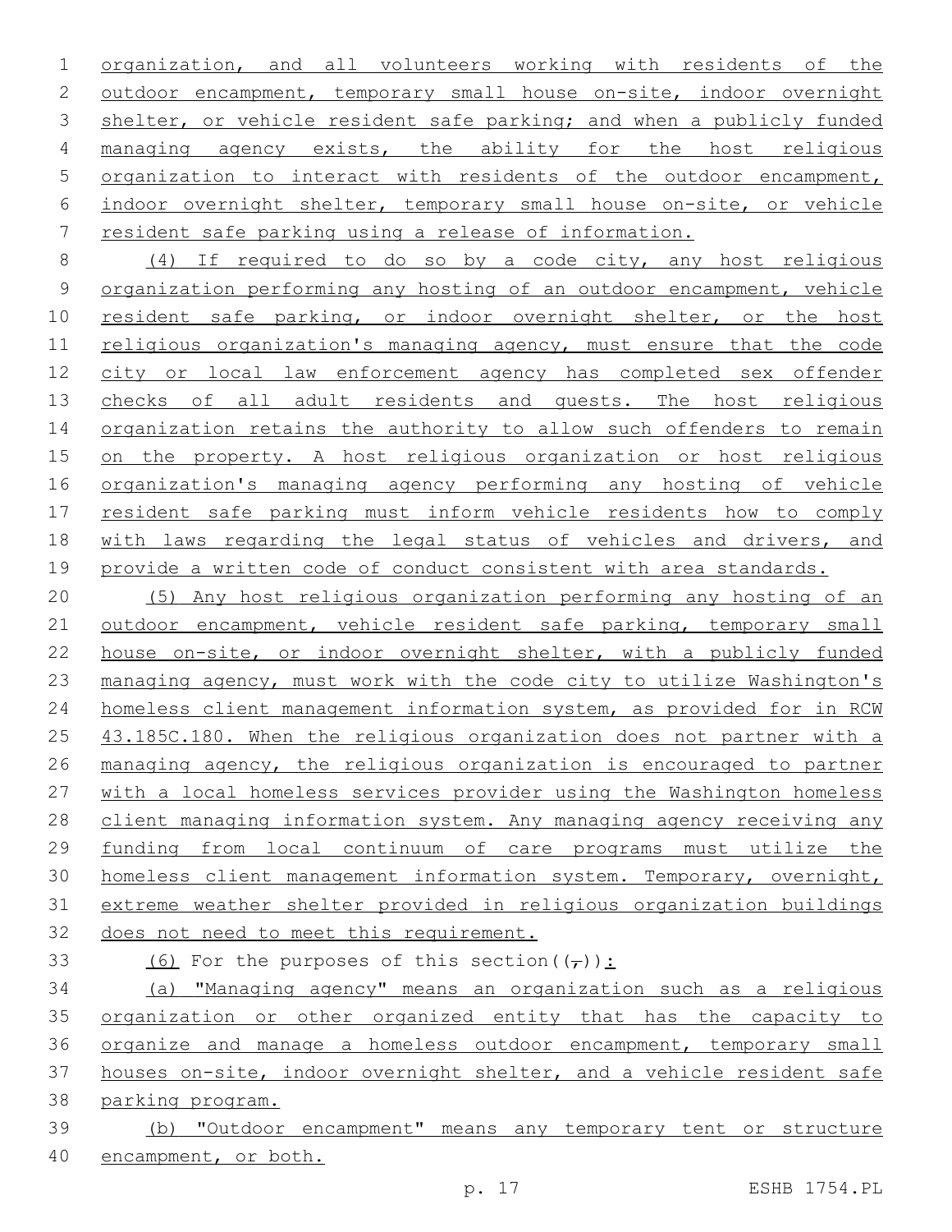organization, and all volunteers working with residents of the outdoor encampment, temporary small house on-site, indoor overnight shelter, or vehicle resident safe parking; and when a publicly funded managing agency exists, the ability for the host religious organization to interact with residents of the outdoor encampment, indoor overnight shelter, temporary small house on-site, or vehicle resident safe parking using a release of information.

(4) If required to do so by a code city, any host religious organization performing any hosting of an outdoor encampment, vehicle resident safe parking, or indoor overnight shelter, or the host religious organization's managing agency, must ensure that the code city or local law enforcement agency has completed sex offender checks of all adult residents and guests. The host religious organization retains the authority to allow such offenders to remain on the property. A host religious organization or host religious organization's managing agency performing any hosting of vehicle resident safe parking must inform vehicle residents how to comply with laws regarding the legal status of vehicles and drivers, and provide a written code of conduct consistent with area standards.

(5) Any host religious organization performing any hosting of an outdoor encampment, vehicle resident safe parking, temporary small house on-site, or indoor overnight shelter, with a publicly funded managing agency, must work with the code city to utilize Washington's homeless client management information system, as provided for in RCW 43.185C.180. When the religious organization does not partner with a managing agency, the religious organization is encouraged to partner with a local homeless services provider using the Washington homeless client managing information system. Any managing agency receiving any funding from local continuum of care programs must utilize the homeless client management information system. Temporary, overnight, extreme weather shelter provided in religious organization buildings does not need to meet this requirement.

(6) For the purposes of this section((,)):

(a) "Managing agency" means an organization such as a religious organization or other organized entity that has the capacity to organize and manage a homeless outdoor encampment, temporary small houses on-site, indoor overnight shelter, and a vehicle resident safe parking program.

(b) "Outdoor encampment" means any temporary tent or structure encampment, or both.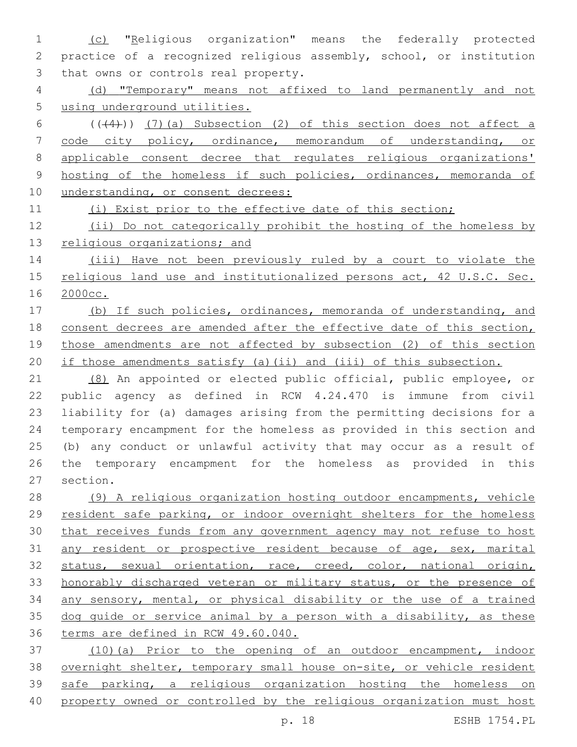(c) "Religious organization" means the federally protected practice of a recognized religious assembly, school, or institution that owns or controls real property.

(d) "Temporary" means not affixed to land permanently and not using underground utilities.

((~~(4)~~)) (7)(a) Subsection (2) of this section does not affect a code city policy, ordinance, memorandum of understanding, or applicable consent decree that regulates religious organizations' hosting of the homeless if such policies, ordinances, memoranda of understanding, or consent decrees:

(i) Exist prior to the effective date of this section;

(ii) Do not categorically prohibit the hosting of the homeless by religious organizations; and

(iii) Have not been previously ruled by a court to violate the religious land use and institutionalized persons act, 42 U.S.C. Sec. 2000cc.

(b) If such policies, ordinances, memoranda of understanding, and consent decrees are amended after the effective date of this section, those amendments are not affected by subsection (2) of this section if those amendments satisfy (a)(ii) and (iii) of this subsection.

(8) An appointed or elected public official, public employee, or public agency as defined in RCW 4.24.470 is immune from civil liability for (a) damages arising from the permitting decisions for a temporary encampment for the homeless as provided in this section and (b) any conduct or unlawful activity that may occur as a result of the temporary encampment for the homeless as provided in this section.

(9) A religious organization hosting outdoor encampments, vehicle resident safe parking, or indoor overnight shelters for the homeless that receives funds from any government agency may not refuse to host any resident or prospective resident because of age, sex, marital status, sexual orientation, race, creed, color, national origin, honorably discharged veteran or military status, or the presence of any sensory, mental, or physical disability or the use of a trained dog guide or service animal by a person with a disability, as these terms are defined in RCW 49.60.040.

(10)(a) Prior to the opening of an outdoor encampment, indoor overnight shelter, temporary small house on-site, or vehicle resident safe parking, a religious organization hosting the homeless on property owned or controlled by the religious organization must host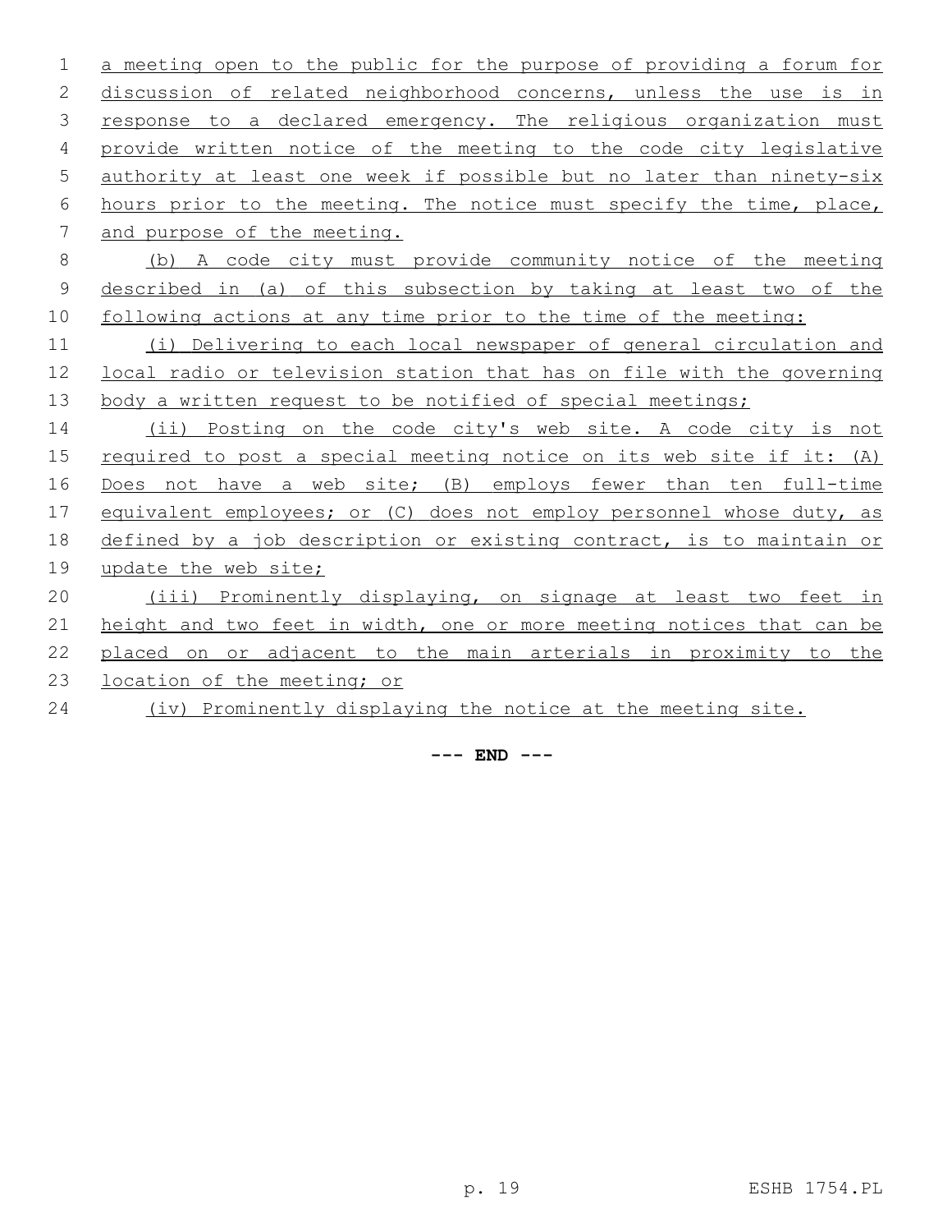a meeting open to the public for the purpose of providing a forum for discussion of related neighborhood concerns, unless the use is in response to a declared emergency. The religious organization must provide written notice of the meeting to the code city legislative authority at least one week if possible but no later than ninety-six hours prior to the meeting. The notice must specify the time, place, and purpose of the meeting.

(b) A code city must provide community notice of the meeting described in (a) of this subsection by taking at least two of the following actions at any time prior to the time of the meeting:

(i) Delivering to each local newspaper of general circulation and local radio or television station that has on file with the governing body a written request to be notified of special meetings;

(ii) Posting on the code city's web site. A code city is not required to post a special meeting notice on its web site if it: (A) Does not have a web site; (B) employs fewer than ten full-time equivalent employees; or (C) does not employ personnel whose duty, as defined by a job description or existing contract, is to maintain or update the web site;

(iii) Prominently displaying, on signage at least two feet in height and two feet in width, one or more meeting notices that can be placed on or adjacent to the main arterials in proximity to the location of the meeting; or

(iv) Prominently displaying the notice at the meeting site.

**--- END ---**